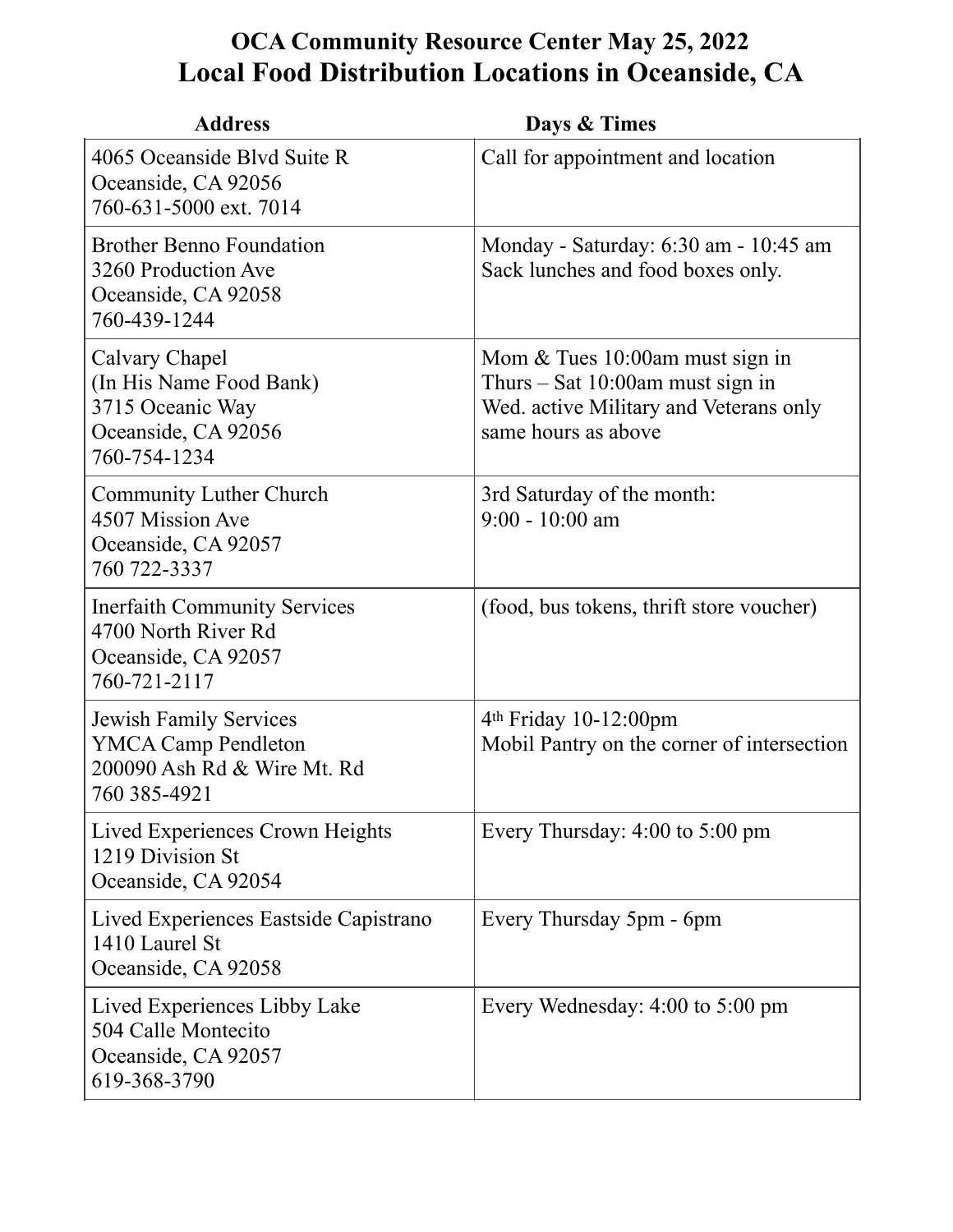# OCA Community Resource Center May 25, 2022

# Local Food Distribution Locations in Oceanside, CA

| Address | Days & Times |
|---|---|
| 4065 Oceanside Blvd Suite R<br>Oceanside, CA 92056<br>760-631-5000 ext. 7014 | Call for appointment and location |
| Brother Benno Foundation<br>3260 Production Ave<br>Oceanside, CA 92058<br>760-439-1244 | Monday - Saturday: 6:30 am - 10:45 am<br>Sack lunches and food boxes only. |
| Calvary Chapel<br>(In His Name Food Bank)<br>3715 Oceanic Way<br>Oceanside, CA 92056<br>760-754-1234 | Mom & Tues 10:00am must sign in<br>Thurs – Sat 10:00am must sign in<br>Wed. active Military and Veterans only same hours as above |
| Community Luther Church<br>4507 Mission Ave<br>Oceanside, CA 92057<br>760 722-3337 | 3rd Saturday of the month:<br>9:00 - 10:00 am |
| Inerfaith Community Services<br>4700 North River Rd<br>Oceanside, CA 92057<br>760-721-2117 | (food, bus tokens, thrift store voucher) |
| Jewish Family Services<br>YMCA Camp Pendleton<br>200090 Ash Rd & Wire Mt. Rd<br>760 385-4921 | 4th Friday 10-12:00pm<br>Mobil Pantry on the corner of intersection |
| Lived Experiences Crown Heights<br>1219 Division St<br>Oceanside, CA 92054 | Every Thursday: 4:00 to 5:00 pm |
| Lived Experiences Eastside Capistrano<br>1410 Laurel St<br>Oceanside, CA 92058 | Every Thursday 5pm - 6pm |
| Lived Experiences Libby Lake<br>504 Calle Montecito<br>Oceanside, CA 92057<br>619-368-3790 | Every Wednesday: 4:00 to 5:00 pm |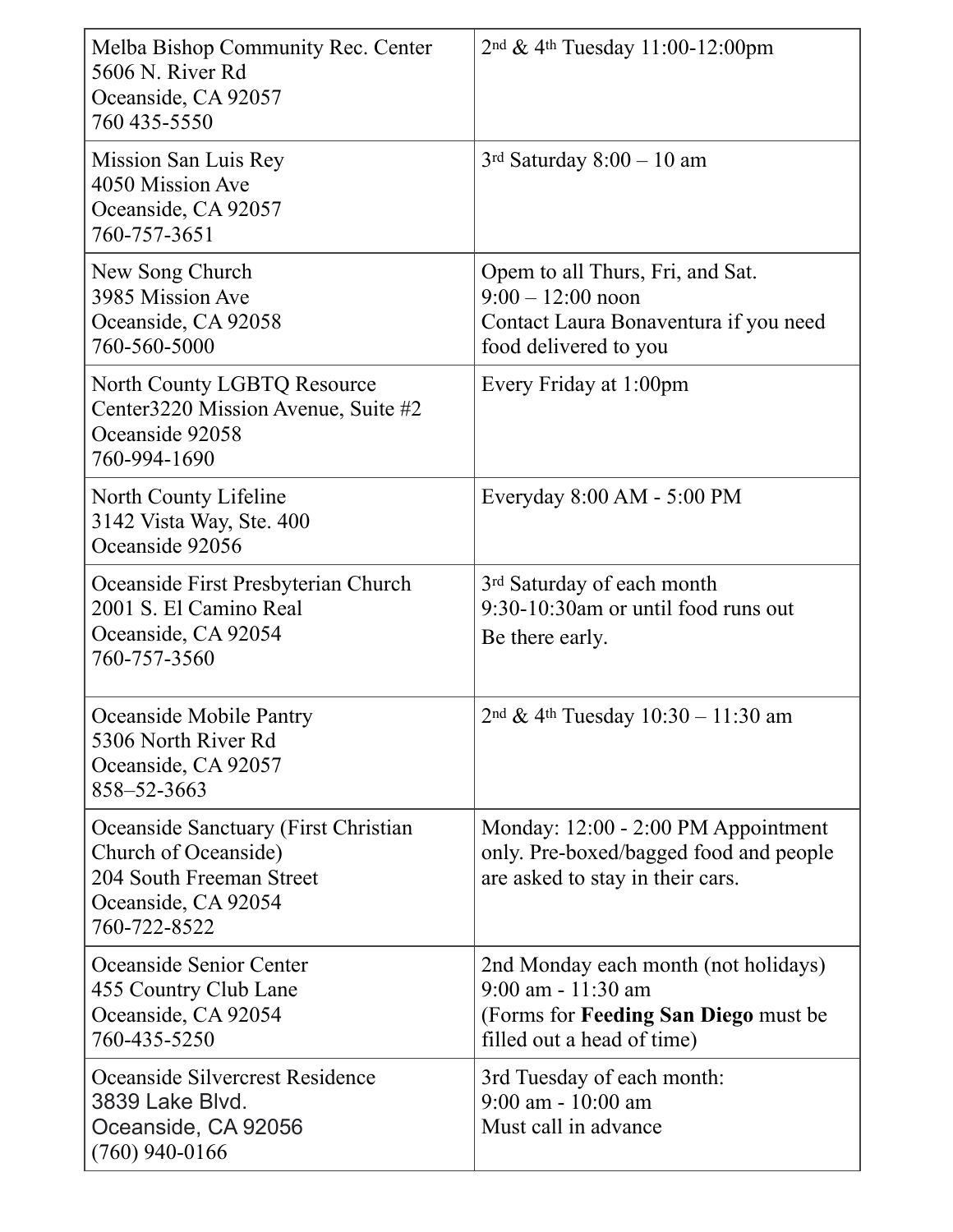| | |
|---|---|
| Melba Bishop Community Rec. Center<br>5606 N. River Rd<br>Oceanside, CA 92057<br>760 435-5550 | 2nd & 4th Tuesday 11:00-12:00pm |
| Mission San Luis Rey<br>4050 Mission Ave<br>Oceanside, CA 92057<br>760-757-3651 | 3rd Saturday 8:00 – 10 am |
| New Song Church<br>3985 Mission Ave<br>Oceanside, CA 92058<br>760-560-5000 | Opem to all Thurs, Fri, and Sat.<br>9:00 – 12:00 noon<br>Contact Laura Bonaventura if you need food delivered to you |
| North County LGBTQ Resource Center3220 Mission Avenue, Suite #2<br>Oceanside 92058<br>760-994-1690 | Every Friday at 1:00pm |
| North County Lifeline<br>3142 Vista Way, Ste. 400<br>Oceanside 92056 | Everyday 8:00 AM - 5:00 PM |
| Oceanside First Presbyterian Church<br>2001 S. El Camino Real<br>Oceanside, CA 92054<br>760-757-3560 | 3rd Saturday of each month<br>9:30-10:30am or until food runs out<br>Be there early. |
| Oceanside Mobile Pantry<br>5306 North River Rd<br>Oceanside, CA 92057<br>858–52-3663 | 2nd & 4th Tuesday 10:30 – 11:30 am |
| Oceanside Sanctuary (First Christian Church of Oceanside)<br>204 South Freeman Street<br>Oceanside, CA 92054<br>760-722-8522 | Monday: 12:00 - 2:00 PM Appointment only. Pre-boxed/bagged food and people are asked to stay in their cars. |
| Oceanside Senior Center<br>455 Country Club Lane<br>Oceanside, CA 92054<br>760-435-5250 | 2nd Monday each month (not holidays)<br>9:00 am - 11:30 am<br>(Forms for **Feeding San Diego** must be filled out a head of time) |
| Oceanside Silvercrest Residence<br>3839 Lake Blvd.<br>Oceanside, CA 92056<br>(760) 940-0166 | 3rd Tuesday of each month:<br>9:00 am - 10:00 am<br>Must call in advance |